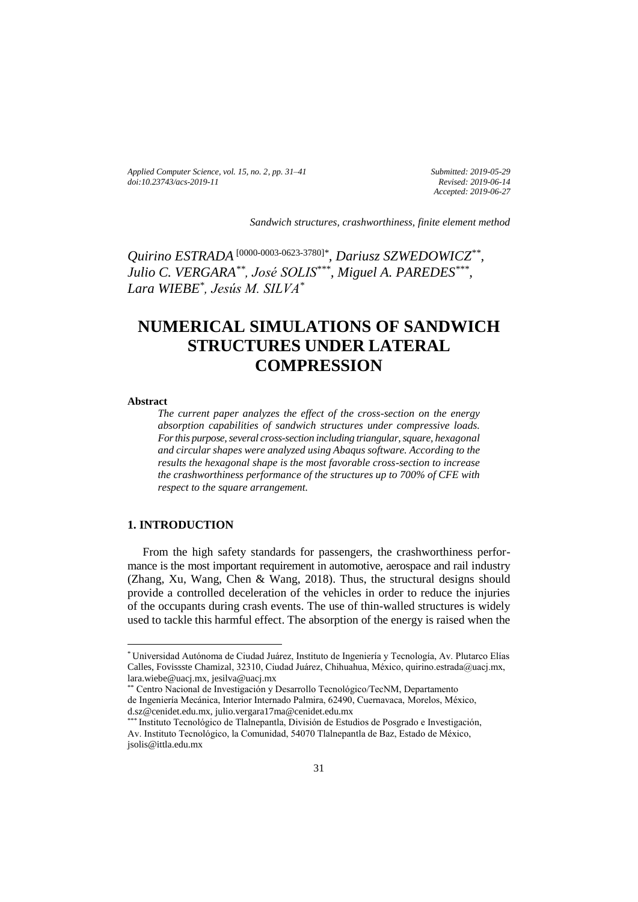Submitted: 2019-05-29
Revised: 2019-06-14
Accepted: 2019-06-27

*Sandwich structures, crashworthiness, finite element method*

*Quirino ESTRADA* [0000-0003-0623-3780]*, *Dariusz SZWEDOWICZ*\*\*, *Julio C. VERGARA*\*\*, *José SOLIS*\*\*\*, *Miguel A. PAREDES*\*\*\*, *Lara WIEBE*\*, *Jesús M. SILVA*\*

# NUMERICAL SIMULATIONS OF SANDWICH STRUCTURES UNDER LATERAL COMPRESSION

### Abstract

*The current paper analyzes the effect of the cross-section on the energy absorption capabilities of sandwich structures under compressive loads. For this purpose, several cross-section including triangular, square, hexagonal and circular shapes were analyzed using Abaqus software. According to the results the hexagonal shape is the most favorable cross-section to increase the crashworthiness performance of the structures up to 700% of CFE with respect to the square arrangement.*

## 1. INTRODUCTION

From the high safety standards for passengers, the crashworthiness performance is the most important requirement in automotive, aerospace and rail industry (Zhang, Xu, Wang, Chen & Wang, 2018). Thus, the structural designs should provide a controlled deceleration of the vehicles in order to reduce the injuries of the occupants during crash events. The use of thin-walled structures is widely used to tackle this harmful effect. The absorption of the energy is raised when the

---

\* Universidad Autónoma de Ciudad Juárez, Instituto de Ingeniería y Tecnología, Av. Plutarco Elías Calles, Fovissste Chamizal, 32310, Ciudad Juárez, Chihuahua, México, quirino.estrada@uacj.mx, lara.wiebe@uacj.mx, jesilva@uacj.mx

\*\* Centro Nacional de Investigación y Desarrollo Tecnológico/TecNM, Departamento de Ingeniería Mecánica, Interior Internado Palmira, 62490, Cuernavaca, Morelos, México, d.sz@cenidet.edu.mx, julio.vergara17ma@cenidet.edu.mx

\*\*\* Instituto Tecnológico de Tlalnepantla, División de Estudios de Posgrado e Investigación, Av. Instituto Tecnológico, la Comunidad, 54070 Tlalnepantla de Baz, Estado de México, jsolis@ittla.edu.mx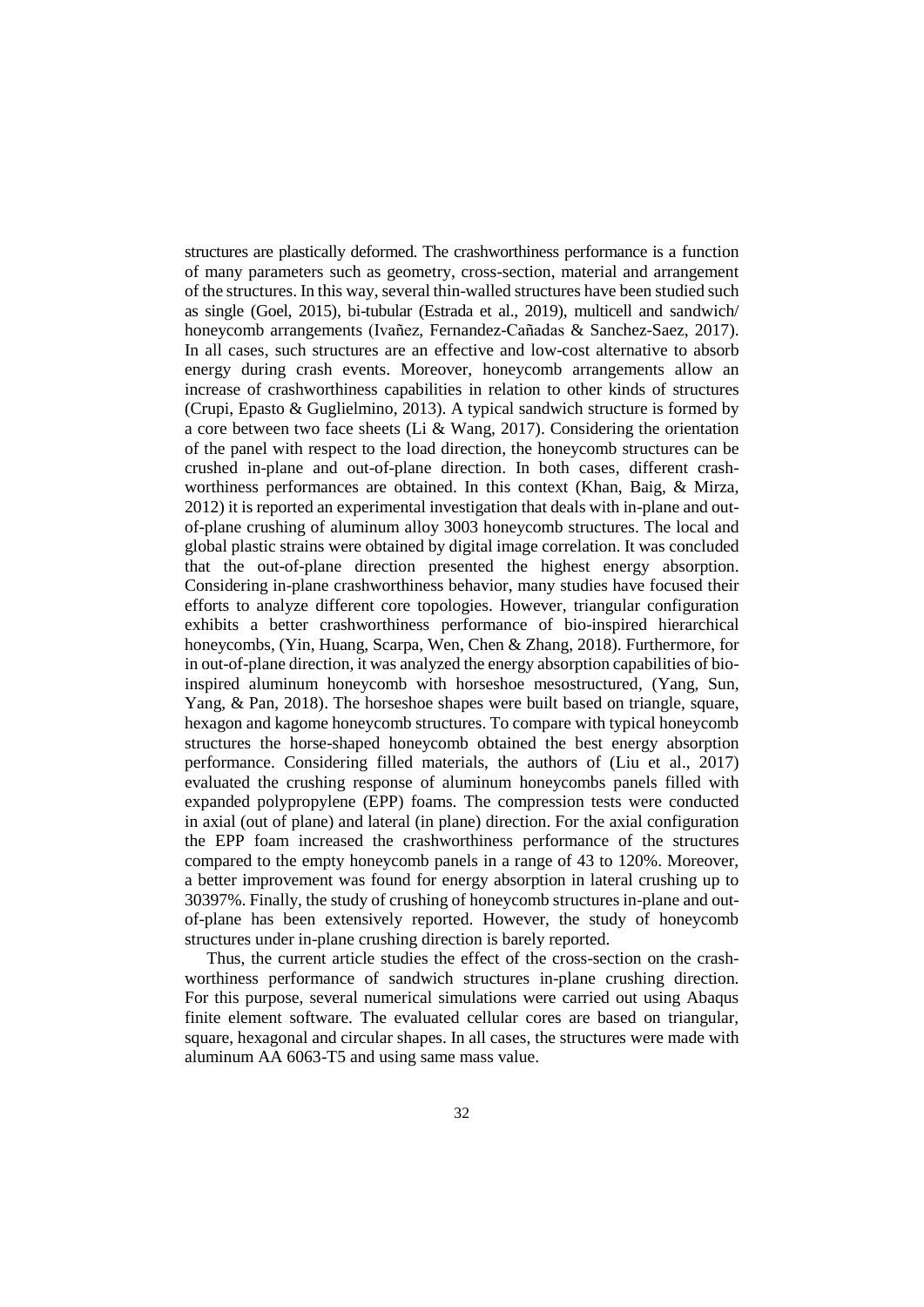structures are plastically deformed. The crashworthiness performance is a function of many parameters such as geometry, cross-section, material and arrangement of the structures. In this way, several thin-walled structures have been studied such as single (Goel, 2015), bi-tubular (Estrada et al., 2019), multicell and sandwich/honeycomb arrangements (Ivañez, Fernandez-Cañadas & Sanchez-Saez, 2017). In all cases, such structures are an effective and low-cost alternative to absorb energy during crash events. Moreover, honeycomb arrangements allow an increase of crashworthiness capabilities in relation to other kinds of structures (Crupi, Epasto & Guglielmino, 2013). A typical sandwich structure is formed by a core between two face sheets (Li & Wang, 2017). Considering the orientation of the panel with respect to the load direction, the honeycomb structures can be crushed in-plane and out-of-plane direction. In both cases, different crashworthiness performances are obtained. In this context (Khan, Baig, & Mirza, 2012) it is reported an experimental investigation that deals with in-plane and out-of-plane crushing of aluminum alloy 3003 honeycomb structures. The local and global plastic strains were obtained by digital image correlation. It was concluded that the out-of-plane direction presented the highest energy absorption. Considering in-plane crashworthiness behavior, many studies have focused their efforts to analyze different core topologies. However, triangular configuration exhibits a better crashworthiness performance of bio-inspired hierarchical honeycombs, (Yin, Huang, Scarpa, Wen, Chen & Zhang, 2018). Furthermore, for in out-of-plane direction, it was analyzed the energy absorption capabilities of bio-inspired aluminum honeycomb with horseshoe mesostructured, (Yang, Sun, Yang, & Pan, 2018). The horseshoe shapes were built based on triangle, square, hexagon and kagome honeycomb structures. To compare with typical honeycomb structures the horse-shaped honeycomb obtained the best energy absorption performance. Considering filled materials, the authors of (Liu et al., 2017) evaluated the crushing response of aluminum honeycombs panels filled with expanded polypropylene (EPP) foams. The compression tests were conducted in axial (out of plane) and lateral (in plane) direction. For the axial configuration the EPP foam increased the crashworthiness performance of the structures compared to the empty honeycomb panels in a range of 43 to 120%. Moreover, a better improvement was found for energy absorption in lateral crushing up to 30397%. Finally, the study of crushing of honeycomb structures in-plane and out-of-plane has been extensively reported. However, the study of honeycomb structures under in-plane crushing direction is barely reported.

Thus, the current article studies the effect of the cross-section on the crashworthiness performance of sandwich structures in-plane crushing direction. For this purpose, several numerical simulations were carried out using Abaqus finite element software. The evaluated cellular cores are based on triangular, square, hexagonal and circular shapes. In all cases, the structures were made with aluminum AA 6063-T5 and using same mass value.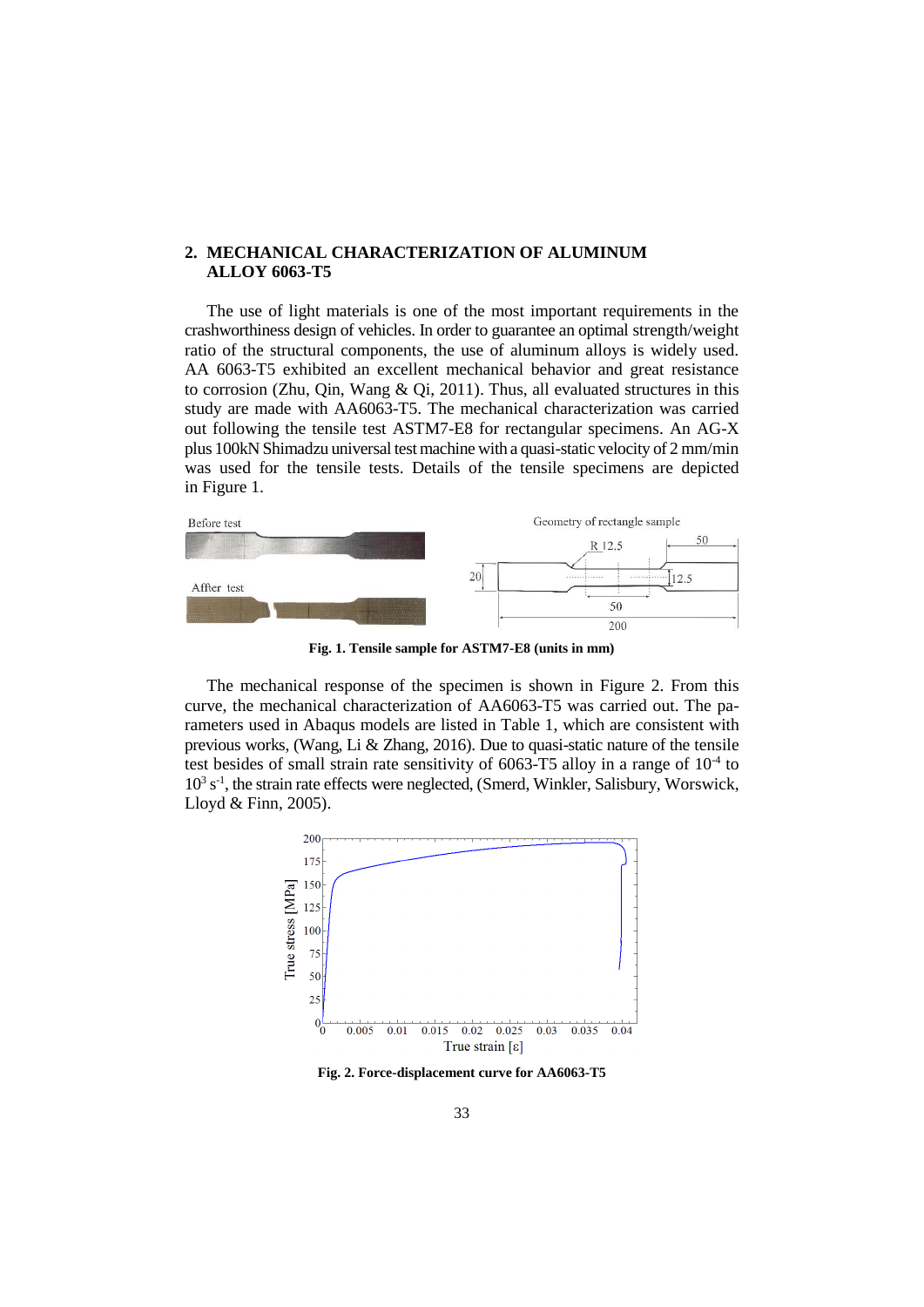## 2. MECHANICAL CHARACTERIZATION OF ALUMINUM ALLOY 6063-T5

The use of light materials is one of the most important requirements in the crashworthiness design of vehicles. In order to guarantee an optimal strength/weight ratio of the structural components, the use of aluminum alloys is widely used. AA 6063-T5 exhibited an excellent mechanical behavior and great resistance to corrosion (Zhu, Qin, Wang & Qi, 2011). Thus, all evaluated structures in this study are made with AA6063-T5. The mechanical characterization was carried out following the tensile test ASTM7-E8 for rectangular specimens. An AG-X plus 100kN Shimadzu universal test machine with a quasi-static velocity of 2 mm/min was used for the tensile tests. Details of the tensile specimens are depicted in Figure 1.

Before test

Affter test

Geometry of rectangle sample

R 12.5

50

20

12.5

50

200

**Fig. 1. Tensile sample for ASTM7-E8 (units in mm)**

The mechanical response of the specimen is shown in Figure 2. From this curve, the mechanical characterization of AA6063-T5 was carried out. The parameters used in Abaqus models are listed in Table 1, which are consistent with previous works, (Wang, Li & Zhang, 2016). Due to quasi-static nature of the tensile test besides of small strain rate sensitivity of 6063-T5 alloy in a range of $10^{-4}$ to $10^{3}$ $s^{-1}$, the strain rate effects were neglected, (Smerd, Winkler, Salisbury, Worswick, Lloyd & Finn, 2005).

True stress [MPa]

200
175
150
125
100
75
50
25
0

0 0.005 0.01 0.015 0.02 0.025 0.03 0.035 0.04

True strain [ε]

**Fig. 2. Force-displacement curve for AA6063-T5**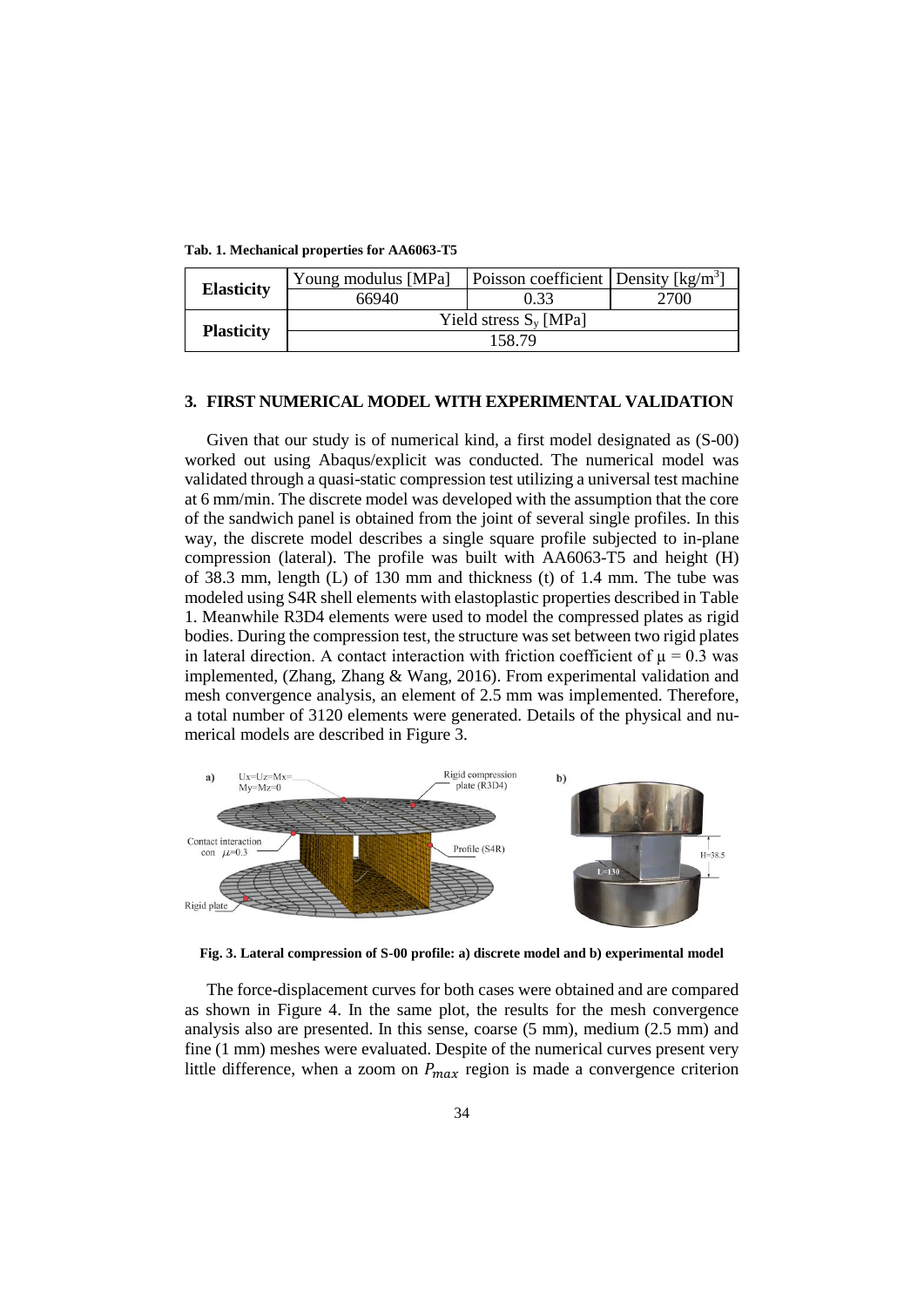**Tab. 1. Mechanical properties for AA6063-T5**

| | | | |
|---|---|---|---|
| **Elasticity** | Young modulus [MPa] | Poisson coefficient | Density [kg/m$^3$] |
| | 66940 | 0.33 | 2700 |
| **Plasticity** | Yield stress $S_y$ [MPa] | | |
| | 158.79 | | |

## 3. FIRST NUMERICAL MODEL WITH EXPERIMENTAL VALIDATION

Given that our study is of numerical kind, a first model designated as (S-00) worked out using Abaqus/explicit was conducted. The numerical model was validated through a quasi-static compression test utilizing a universal test machine at 6 mm/min. The discrete model was developed with the assumption that the core of the sandwich panel is obtained from the joint of several single profiles. In this way, the discrete model describes a single square profile subjected to in-plane compression (lateral). The profile was built with AA6063-T5 and height (H) of 38.3 mm, length (L) of 130 mm and thickness (t) of 1.4 mm. The tube was modeled using S4R shell elements with elastoplastic properties described in Table 1. Meanwhile R3D4 elements were used to model the compressed plates as rigid bodies. During the compression test, the structure was set between two rigid plates in lateral direction. A contact interaction with friction coefficient of $\mu = 0.3$ was implemented, (Zhang, Zhang & Wang, 2016). From experimental validation and mesh convergence analysis, an element of 2.5 mm was implemented. Therefore, a total number of 3120 elements were generated. Details of the physical and numerical models are described in Figure 3.

a)
Ux=Uz=Mx=
My=Mz=0
Rigid compression plate (R3D4)
Contact interaction con $\mu$=0.3
Profile (S4R)
Rigid plate

b)
L=130
H=38.5

**Fig. 3. Lateral compression of S-00 profile: a) discrete model and b) experimental model**

The force-displacement curves for both cases were obtained and are compared as shown in Figure 4. In the same plot, the results for the mesh convergence analysis also are presented. In this sense, coarse (5 mm), medium (2.5 mm) and fine (1 mm) meshes were evaluated. Despite of the numerical curves present very little difference, when a zoom on $P_{max}$ region is made a convergence criterion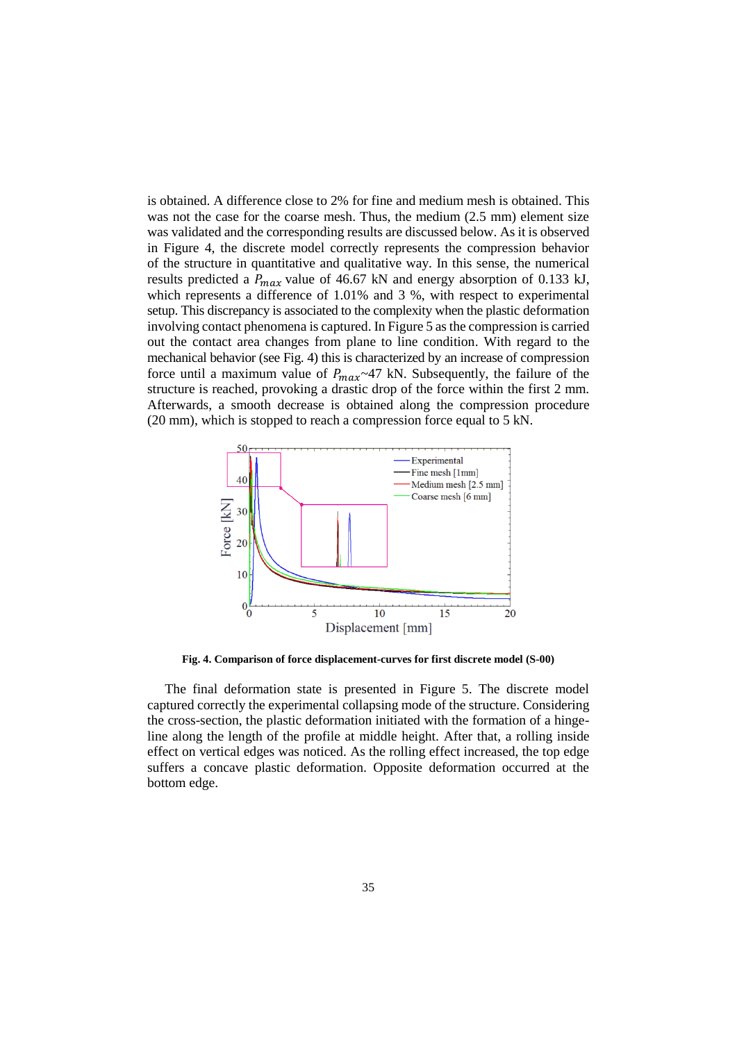is obtained. A difference close to 2% for fine and medium mesh is obtained. This was not the case for the coarse mesh. Thus, the medium (2.5 mm) element size was validated and the corresponding results are discussed below. As it is observed in Figure 4, the discrete model correctly represents the compression behavior of the structure in quantitative and qualitative way. In this sense, the numerical results predicted a $P_{max}$ value of 46.67 kN and energy absorption of 0.133 kJ, which represents a difference of 1.01% and 3 %, with respect to experimental setup. This discrepancy is associated to the complexity when the plastic deformation involving contact phenomena is captured. In Figure 5 as the compression is carried out the contact area changes from plane to line condition. With regard to the mechanical behavior (see Fig. 4) this is characterized by an increase of compression force until a maximum value of $P_{max}$~47 kN. Subsequently, the failure of the structure is reached, provoking a drastic drop of the force within the first 2 mm. Afterwards, a smooth decrease is obtained along the compression procedure (20 mm), which is stopped to reach a compression force equal to 5 kN.

Force [kN]
0
10
20
30
40
50
Displacement [mm]
0
5
10
15
20
Experimental
Fine mesh [1mm]
Medium mesh [2.5 mm]
Coarse mesh [6 mm]

**Fig. 4. Comparison of force displacement-curves for first discrete model (S-00)**

The final deformation state is presented in Figure 5. The discrete model captured correctly the experimental collapsing mode of the structure. Considering the cross-section, the plastic deformation initiated with the formation of a hinge-line along the length of the profile at middle height. After that, a rolling inside effect on vertical edges was noticed. As the rolling effect increased, the top edge suffers a concave plastic deformation. Opposite deformation occurred at the bottom edge.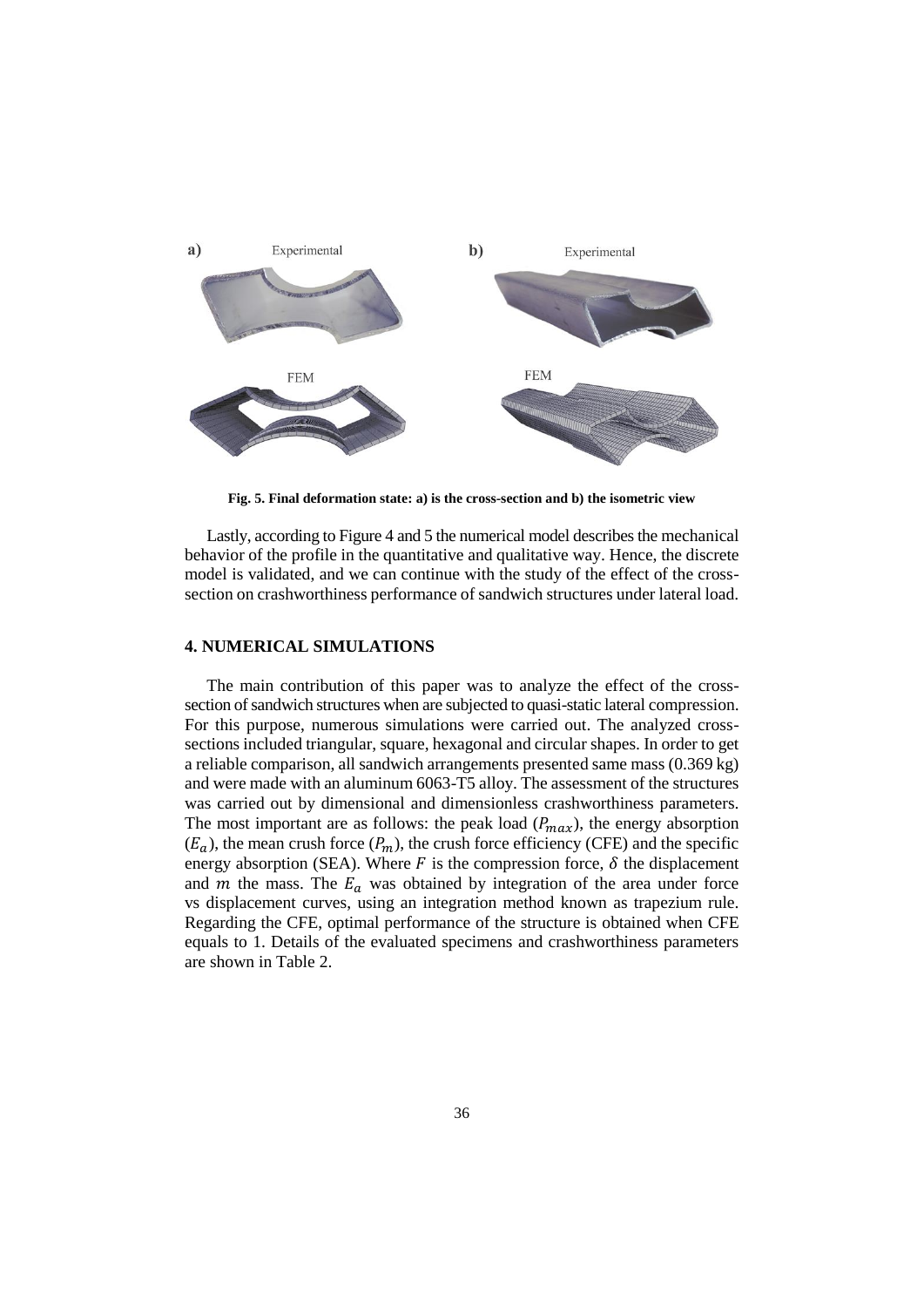a) Experimental

FEM

b) Experimental

FEM

**Fig. 5. Final deformation state: a) is the cross-section and b) the isometric view**

Lastly, according to Figure 4 and 5 the numerical model describes the mechanical behavior of the profile in the quantitative and qualitative way. Hence, the discrete model is validated, and we can continue with the study of the effect of the cross-section on crashworthiness performance of sandwich structures under lateral load.

## 4. NUMERICAL SIMULATIONS

The main contribution of this paper was to analyze the effect of the cross-section of sandwich structures when are subjected to quasi-static lateral compression. For this purpose, numerous simulations were carried out. The analyzed cross-sections included triangular, square, hexagonal and circular shapes. In order to get a reliable comparison, all sandwich arrangements presented same mass (0.369 kg) and were made with an aluminum 6063-T5 alloy. The assessment of the structures was carried out by dimensional and dimensionless crashworthiness parameters. The most important are as follows: the peak load ($P_{max}$), the energy absorption ($E_a$), the mean crush force ($P_m$), the crush force efficiency (CFE) and the specific energy absorption (SEA). Where $F$ is the compression force, $\delta$ the displacement and $m$ the mass. The $E_a$ was obtained by integration of the area under force vs displacement curves, using an integration method known as trapezium rule. Regarding the CFE, optimal performance of the structure is obtained when CFE equals to 1. Details of the evaluated specimens and crashworthiness parameters are shown in Table 2.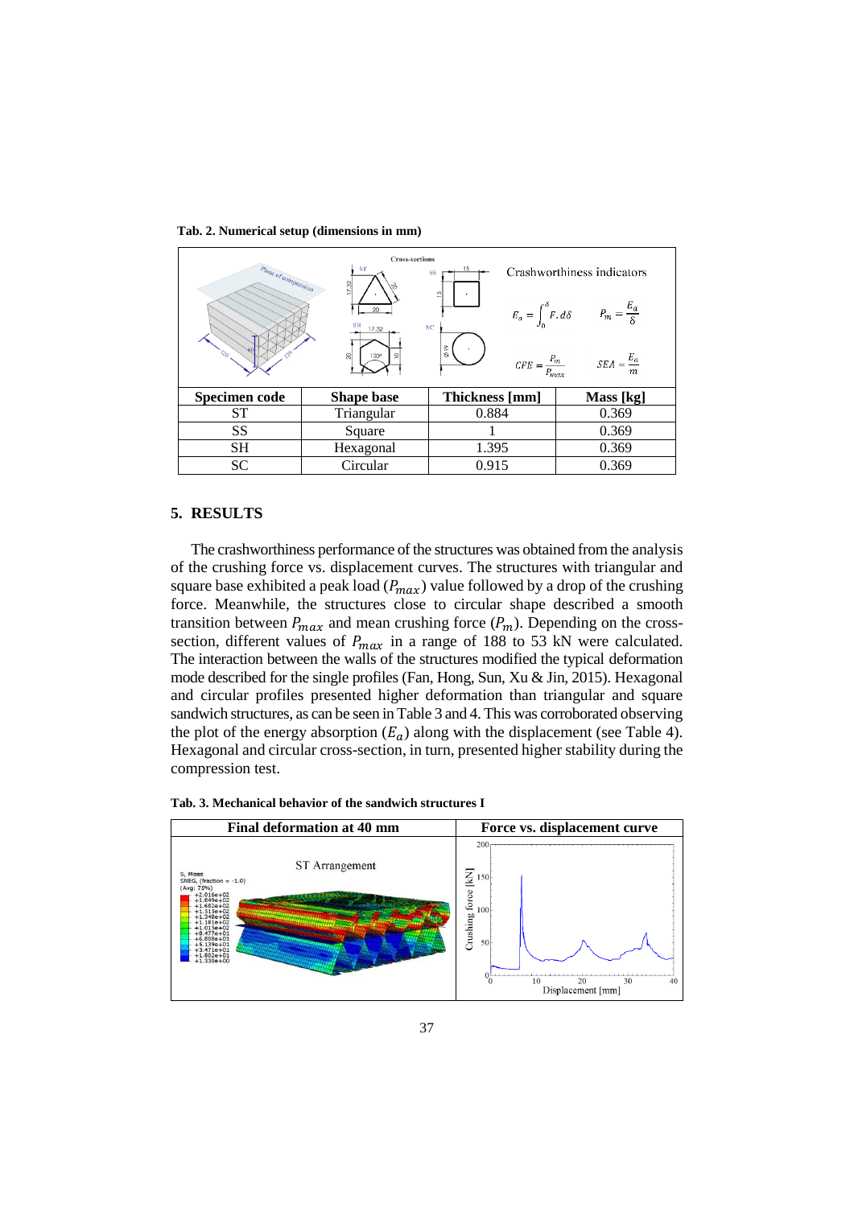**Tab. 2. Numerical setup (dimensions in mm)**

Plane of compression

120

120

60

Cross-sections

ST

17.32

20

20

SS

15

15

SH

17.32

120°

20

10

SC

Ø 19

Crashworthiness indicators

$$E_a = \int_0^{\delta} F . d\delta \qquad P_m = \frac{E_a}{\delta}$$

$$CFE = \frac{P_m}{P_{max}} \qquad SEA = \frac{E_a}{m}$$

| Specimen code | Shape base | Thickness [mm] | Mass [kg] |
|---|---|---|---|
| ST | Triangular | 0.884 | 0.369 |
| SS | Square | 1 | 0.369 |
| SH | Hexagonal | 1.395 | 0.369 |
| SC | Circular | 0.915 | 0.369 |

## 5. RESULTS

The crashworthiness performance of the structures was obtained from the analysis of the crushing force vs. displacement curves. The structures with triangular and square base exhibited a peak load ($P_{max}$) value followed by a drop of the crushing force. Meanwhile, the structures close to circular shape described a smooth transition between $P_{max}$ and mean crushing force ($P_m$). Depending on the cross-section, different values of $P_{max}$ in a range of 188 to 53 kN were calculated. The interaction between the walls of the structures modified the typical deformation mode described for the single profiles (Fan, Hong, Sun, Xu & Jin, 2015). Hexagonal and circular profiles presented higher deformation than triangular and square sandwich structures, as can be seen in Table 3 and 4. This was corroborated observing the plot of the energy absorption ($E_a$) along with the displacement (see Table 4). Hexagonal and circular cross-section, in turn, presented higher stability during the compression test.

**Tab. 3. Mechanical behavior of the sandwich structures I**

| Final deformation at 40 mm | Force vs. displacement curve |
|---|---|
| ST Arrangement | |

S, Mises
SNEG, (fraction = -1.0)
(Avg: 75%)
+2.016e+02
+1.849e+02
+1.682e+02
+1.515e+02
+1.348e+02
+1.181e+02
+1.015e+02
+8.477e+01
+6.808e+01
+5.139e+01
+3.471e+01
+1.802e+01
+1.330e+00

Crushing force [kN]

200

150

100

50

0

0

10

20

30

40

Displacement [mm]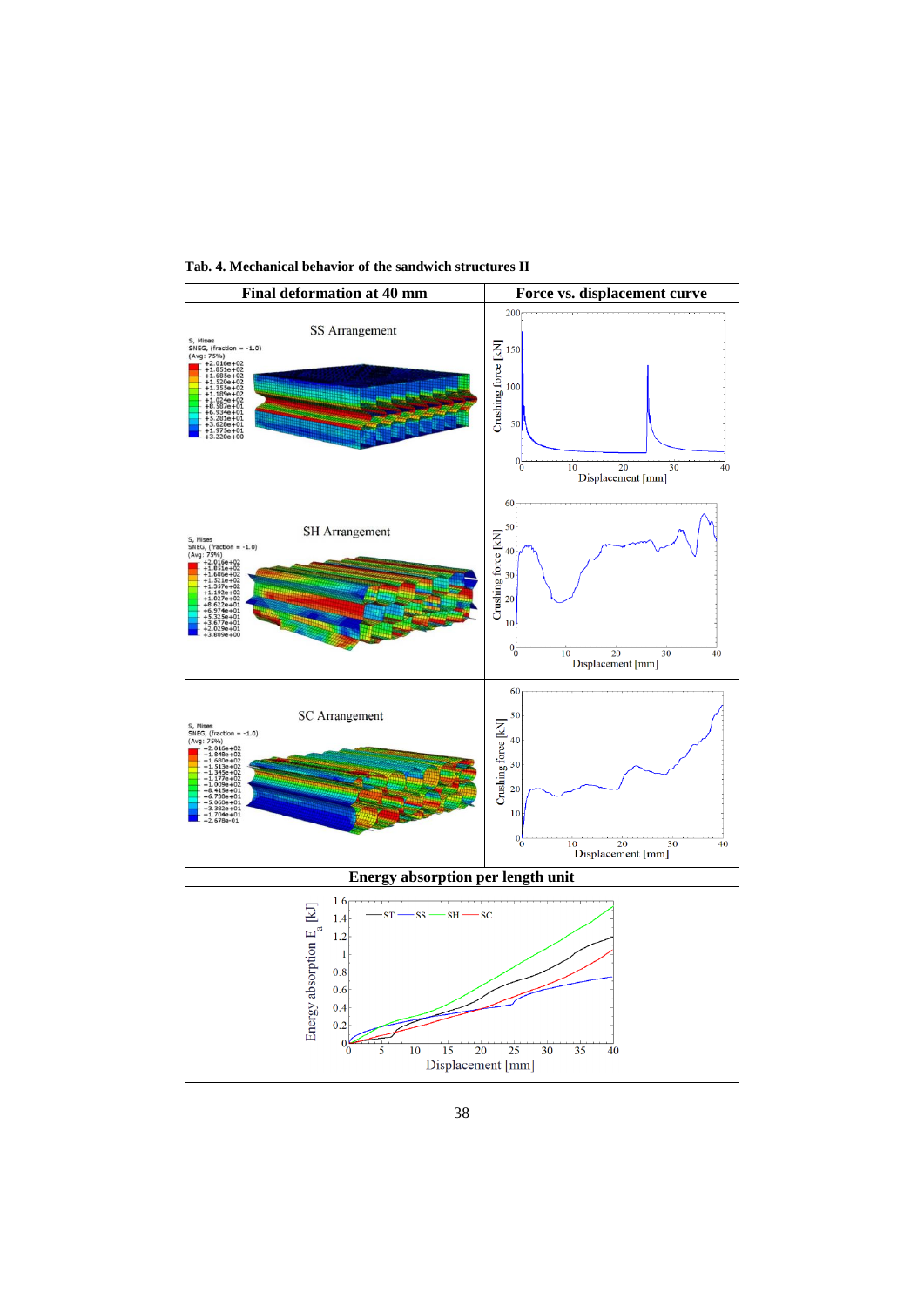**Tab. 4. Mechanical behavior of the sandwich structures II**

| Final deformation at 40 mm | Force vs. displacement curve |
|---|---|
| SS Arrangement<br>S, Mises<br>SNEG, (fraction = -1.0)<br>(Avg: 75%)<br>+2.016e+02<br>+1.851e+02<br>+1.685e+02<br>+1.520e+02<br>+1.355e+02<br>+1.189e+02<br>+1.024e+02<br>+8.587e+01<br>+6.934e+01<br>+5.281e+01<br>+3.628e+01<br>+1.975e+01<br>+3.220e+00 | Crushing force [kN]<br>0 50 100 150 200<br>Displacement [mm]<br>0 10 20 30 40 |
| SH Arrangement<br>S, Mises<br>SNEG, (fraction = -1.0)<br>(Avg: 75%)<br>+2.016e+02<br>+1.851e+02<br>+1.686e+02<br>+1.521e+02<br>+1.357e+02<br>+1.192e+02<br>+1.027e+02<br>+8.622e+01<br>+6.974e+01<br>+5.325e+01<br>+3.677e+01<br>+2.029e+01<br>+3.809e+00 | Crushing force [kN]<br>0 10 20 30 40 50 60<br>Displacement [mm]<br>0 10 20 30 40 |
| SC Arrangement<br>S, Mises<br>SNEG, (fraction = -1.0)<br>(Avg: 75%)<br>+2.016e+02<br>+1.848e+02<br>+1.680e+02<br>+1.513e+02<br>+1.345e+02<br>+1.177e+02<br>+1.009e+02<br>+8.415e+01<br>+6.738e+01<br>+5.060e+01<br>+3.382e+01<br>+1.704e+01<br>+2.678e-01 | Crushing force [kN]<br>0 10 20 30 40 50 60<br>Displacement [mm]<br>0 10 20 30 40 |

**Energy absorption per length unit**

Energy absorption $E_a$ [kJ]
0 0.2 0.4 0.6 0.8 1 1.2 1.4 1.6
ST SS SH SC
Displacement [mm]
0 5 10 15 20 25 30 35 40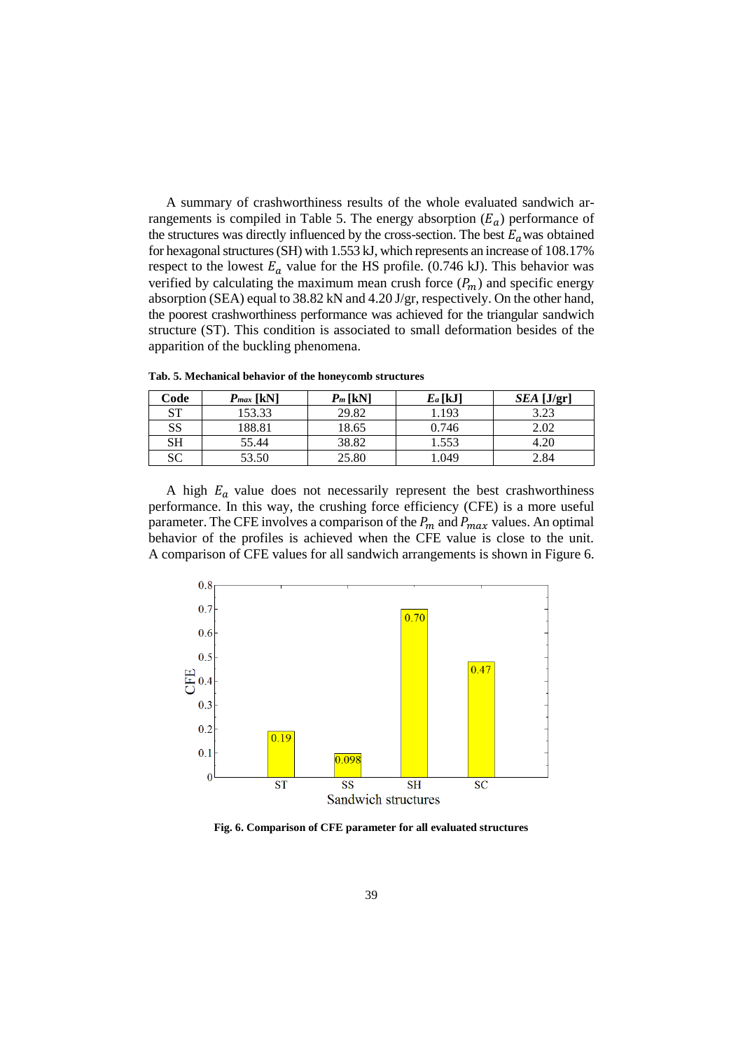A summary of crashworthiness results of the whole evaluated sandwich arrangements is compiled in Table 5. The energy absorption ($E_a$) performance of the structures was directly influenced by the cross-section. The best $E_a$ was obtained for hexagonal structures (SH) with 1.553 kJ, which represents an increase of 108.17% respect to the lowest $E_a$ value for the HS profile. (0.746 kJ). This behavior was verified by calculating the maximum mean crush force ($P_m$) and specific energy absorption (SEA) equal to 38.82 kN and 4.20 J/gr, respectively. On the other hand, the poorest crashworthiness performance was achieved for the triangular sandwich structure (ST). This condition is associated to small deformation besides of the apparition of the buckling phenomena.

**Tab. 5. Mechanical behavior of the honeycomb structures**

| Code | $P_{max}$ [kN] | $P_m$ [kN] | $E_a$ [kJ] | *SEA* [J/gr] |
|---|---|---|---|---|
| ST | 153.33 | 29.82 | 1.193 | 3.23 |
| SS | 188.81 | 18.65 | 0.746 | 2.02 |
| SH | 55.44 | 38.82 | 1.553 | 4.20 |
| SC | 53.50 | 25.80 | 1.049 | 2.84 |

A high $E_a$ value does not necessarily represent the best crashworthiness performance. In this way, the crushing force efficiency (CFE) is a more useful parameter. The CFE involves a comparison of the $P_m$ and $P_{max}$ values. An optimal behavior of the profiles is achieved when the CFE value is close to the unit. A comparison of CFE values for all sandwich arrangements is shown in Figure 6.

CFE

0.8
0.7
0.6
0.5
0.4
0.3
0.2
0.1
0

0.19
0.098
0.70
0.47

ST
SS
SH
SC

Sandwich structures

**Fig. 6. Comparison of CFE parameter for all evaluated structures**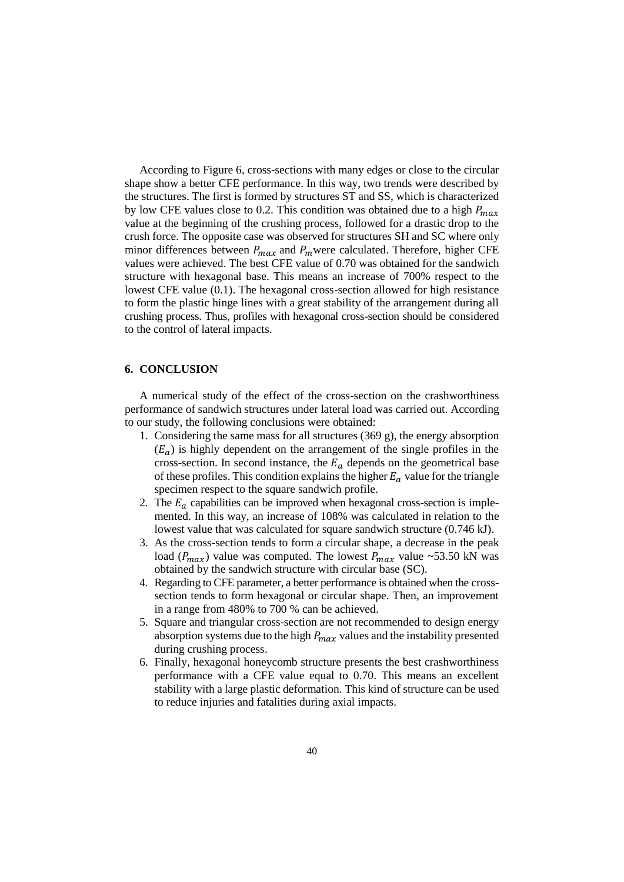According to Figure 6, cross-sections with many edges or close to the circular shape show a better CFE performance. In this way, two trends were described by the structures. The first is formed by structures ST and SS, which is characterized by low CFE values close to 0.2. This condition was obtained due to a high $P_{max}$ value at the beginning of the crushing process, followed for a drastic drop to the crush force. The opposite case was observed for structures SH and SC where only minor differences between $P_{max}$ and $P_m$ were calculated. Therefore, higher CFE values were achieved. The best CFE value of 0.70 was obtained for the sandwich structure with hexagonal base. This means an increase of 700% respect to the lowest CFE value (0.1). The hexagonal cross-section allowed for high resistance to form the plastic hinge lines with a great stability of the arrangement during all crushing process. Thus, profiles with hexagonal cross-section should be considered to the control of lateral impacts.

## 6. CONCLUSION

A numerical study of the effect of the cross-section on the crashworthiness performance of sandwich structures under lateral load was carried out. According to our study, the following conclusions were obtained:

1. Considering the same mass for all structures (369 g), the energy absorption ($E_a$) is highly dependent on the arrangement of the single profiles in the cross-section. In second instance, the $E_a$ depends on the geometrical base of these profiles. This condition explains the higher $E_a$ value for the triangle specimen respect to the square sandwich profile.
2. The $E_a$ capabilities can be improved when hexagonal cross-section is implemented. In this way, an increase of 108% was calculated in relation to the lowest value that was calculated for square sandwich structure (0.746 kJ).
3. As the cross-section tends to form a circular shape, a decrease in the peak load ($P_{max}$) value was computed. The lowest $P_{max}$ value ~53.50 kN was obtained by the sandwich structure with circular base (SC).
4. Regarding to CFE parameter, a better performance is obtained when the cross-section tends to form hexagonal or circular shape. Then, an improvement in a range from 480% to 700 % can be achieved.
5. Square and triangular cross-section are not recommended to design energy absorption systems due to the high $P_{max}$ values and the instability presented during crushing process.
6. Finally, hexagonal honeycomb structure presents the best crashworthiness performance with a CFE value equal to 0.70. This means an excellent stability with a large plastic deformation. This kind of structure can be used to reduce injuries and fatalities during axial impacts.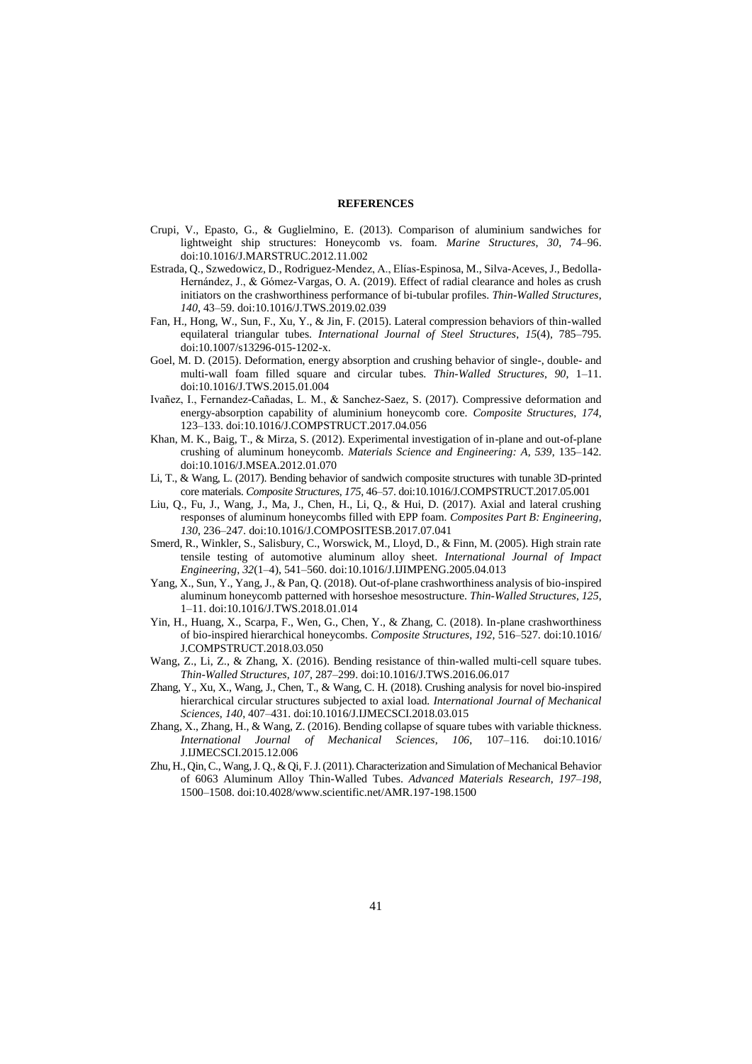## REFERENCES

Crupi, V., Epasto, G., & Guglielmino, E. (2013). Comparison of aluminium sandwiches for lightweight ship structures: Honeycomb vs. foam. *Marine Structures*, *30*, 74–96. doi:10.1016/J.MARSTRUC.2012.11.002

Estrada, Q., Szwedowicz, D., Rodriguez-Mendez, A., Elías-Espinosa, M., Silva-Aceves, J., Bedolla-Hernández, J., & Gómez-Vargas, O. A. (2019). Effect of radial clearance and holes as crush initiators on the crashworthiness performance of bi-tubular profiles. *Thin-Walled Structures*, *140*, 43–59. doi:10.1016/J.TWS.2019.02.039

Fan, H., Hong, W., Sun, F., Xu, Y., & Jin, F. (2015). Lateral compression behaviors of thin-walled equilateral triangular tubes. *International Journal of Steel Structures*, *15*(4), 785–795. doi:10.1007/s13296-015-1202-x.

Goel, M. D. (2015). Deformation, energy absorption and crushing behavior of single-, double- and multi-wall foam filled square and circular tubes. *Thin-Walled Structures*, *90*, 1–11. doi:10.1016/J.TWS.2015.01.004

Ivañez, I., Fernandez-Cañadas, L. M., & Sanchez-Saez, S. (2017). Compressive deformation and energy-absorption capability of aluminium honeycomb core. *Composite Structures*, *174*, 123–133. doi:10.1016/J.COMPSTRUCT.2017.04.056

Khan, M. K., Baig, T., & Mirza, S. (2012). Experimental investigation of in-plane and out-of-plane crushing of aluminum honeycomb. *Materials Science and Engineering: A*, *539*, 135–142. doi:10.1016/J.MSEA.2012.01.070

Li, T., & Wang, L. (2017). Bending behavior of sandwich composite structures with tunable 3D-printed core materials. *Composite Structures*, *175*, 46–57. doi:10.1016/J.COMPSTRUCT.2017.05.001

Liu, Q., Fu, J., Wang, J., Ma, J., Chen, H., Li, Q., & Hui, D. (2017). Axial and lateral crushing responses of aluminum honeycombs filled with EPP foam. *Composites Part B: Engineering*, *130*, 236–247. doi:10.1016/J.COMPOSITESB.2017.07.041

Smerd, R., Winkler, S., Salisbury, C., Worswick, M., Lloyd, D., & Finn, M. (2005). High strain rate tensile testing of automotive aluminum alloy sheet. *International Journal of Impact Engineering*, *32*(1–4), 541–560. doi:10.1016/J.IJIMPENG.2005.04.013

Yang, X., Sun, Y., Yang, J., & Pan, Q. (2018). Out-of-plane crashworthiness analysis of bio-inspired aluminum honeycomb patterned with horseshoe mesostructure. *Thin-Walled Structures*, *125*, 1–11. doi:10.1016/J.TWS.2018.01.014

Yin, H., Huang, X., Scarpa, F., Wen, G., Chen, Y., & Zhang, C. (2018). In-plane crashworthiness of bio-inspired hierarchical honeycombs. *Composite Structures*, *192*, 516–527. doi:10.1016/J.COMPSTRUCT.2018.03.050

Wang, Z., Li, Z., & Zhang, X. (2016). Bending resistance of thin-walled multi-cell square tubes. *Thin-Walled Structures*, *107*, 287–299. doi:10.1016/J.TWS.2016.06.017

Zhang, Y., Xu, X., Wang, J., Chen, T., & Wang, C. H. (2018). Crushing analysis for novel bio-inspired hierarchical circular structures subjected to axial load. *International Journal of Mechanical Sciences*, *140*, 407–431. doi:10.1016/J.IJMECSCI.2018.03.015

Zhang, X., Zhang, H., & Wang, Z. (2016). Bending collapse of square tubes with variable thickness. *International Journal of Mechanical Sciences*, *106*, 107–116. doi:10.1016/J.IJMECSCI.2015.12.006

Zhu, H., Qin, C., Wang, J. Q., & Qi, F. J. (2011). Characterization and Simulation of Mechanical Behavior of 6063 Aluminum Alloy Thin-Walled Tubes. *Advanced Materials Research*, *197–198*, 1500–1508. doi:10.4028/www.scientific.net/AMR.197-198.1500